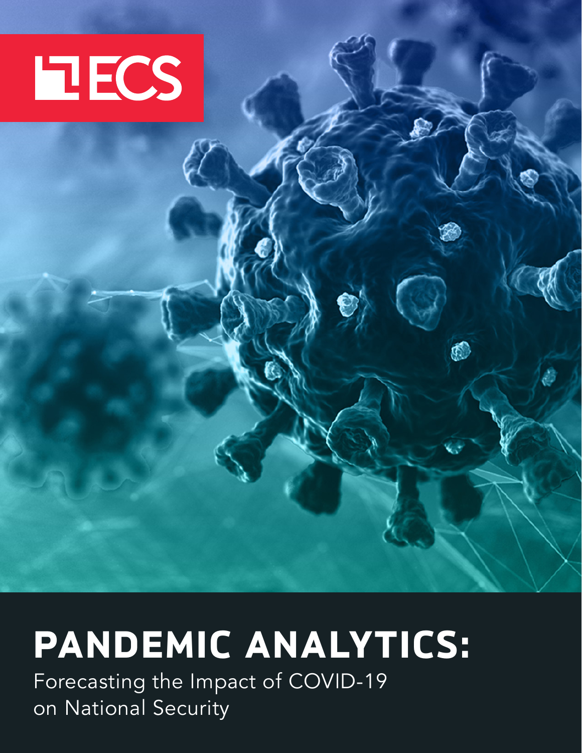ECS

# PANDEMIC ANALYTICS:

Forecasting the Impact of COVID-19 on National Security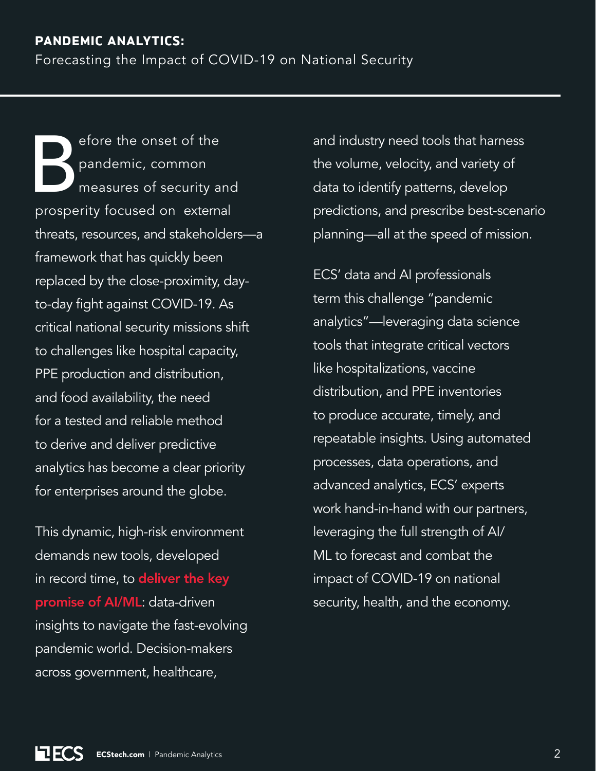**PANDEMIC ANALYTICS:**
Forecasting the Impact of COVID-19 on National Security

Before the onset of the pandemic, common measures of security and prosperity focused on external threats, resources, and stakeholders—a framework that has quickly been replaced by the close-proximity, day-to-day fight against COVID-19. As critical national security missions shift to challenges like hospital capacity, PPE production and distribution, and food availability, the need for a tested and reliable method to derive and deliver predictive analytics has become a clear priority for enterprises around the globe.

This dynamic, high-risk environment demands new tools, developed in record time, to **deliver the key promise of AI/ML**: data-driven insights to navigate the fast-evolving pandemic world. Decision-makers across government, healthcare, and industry need tools that harness the volume, velocity, and variety of data to identify patterns, develop predictions, and prescribe best-scenario planning—all at the speed of mission.

ECS' data and AI professionals term this challenge "pandemic analytics"—leveraging data science tools that integrate critical vectors like hospitalizations, vaccine distribution, and PPE inventories to produce accurate, timely, and repeatable insights. Using automated processes, data operations, and advanced analytics, ECS' experts work hand-in-hand with our partners, leveraging the full strength of AI/ML to forecast and combat the impact of COVID-19 on national security, health, and the economy.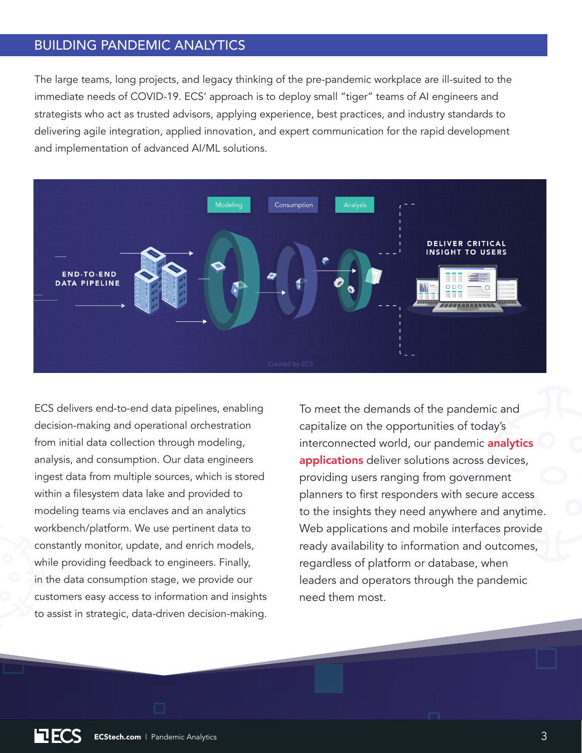## BUILDING PANDEMIC ANALYTICS

The large teams, long projects, and legacy thinking of the pre-pandemic workplace are ill-suited to the immediate needs of COVID-19. ECS' approach is to deploy small "tiger" teams of AI engineers and strategists who act as trusted advisors, applying experience, best practices, and industry standards to delivering agile integration, applied innovation, and expert communication for the rapid development and implementation of advanced AI/ML solutions.

ECS delivers end-to-end data pipelines, enabling decision-making and operational orchestration from initial data collection through modeling, analysis, and consumption. Our data engineers ingest data from multiple sources, which is stored within a filesystem data lake and provided to modeling teams via enclaves and an analytics workbench/platform. We use pertinent data to constantly monitor, update, and enrich models, while providing feedback to engineers. Finally, in the data consumption stage, we provide our customers easy access to information and insights to assist in strategic, data-driven decision-making.

To meet the demands of the pandemic and capitalize on the opportunities of today's interconnected world, our pandemic **analytics applications** deliver solutions across devices, providing users ranging from government planners to first responders with secure access to the insights they need anywhere and anytime. Web applications and mobile interfaces provide ready availability to information and outcomes, regardless of platform or database, when leaders and operators through the pandemic need them most.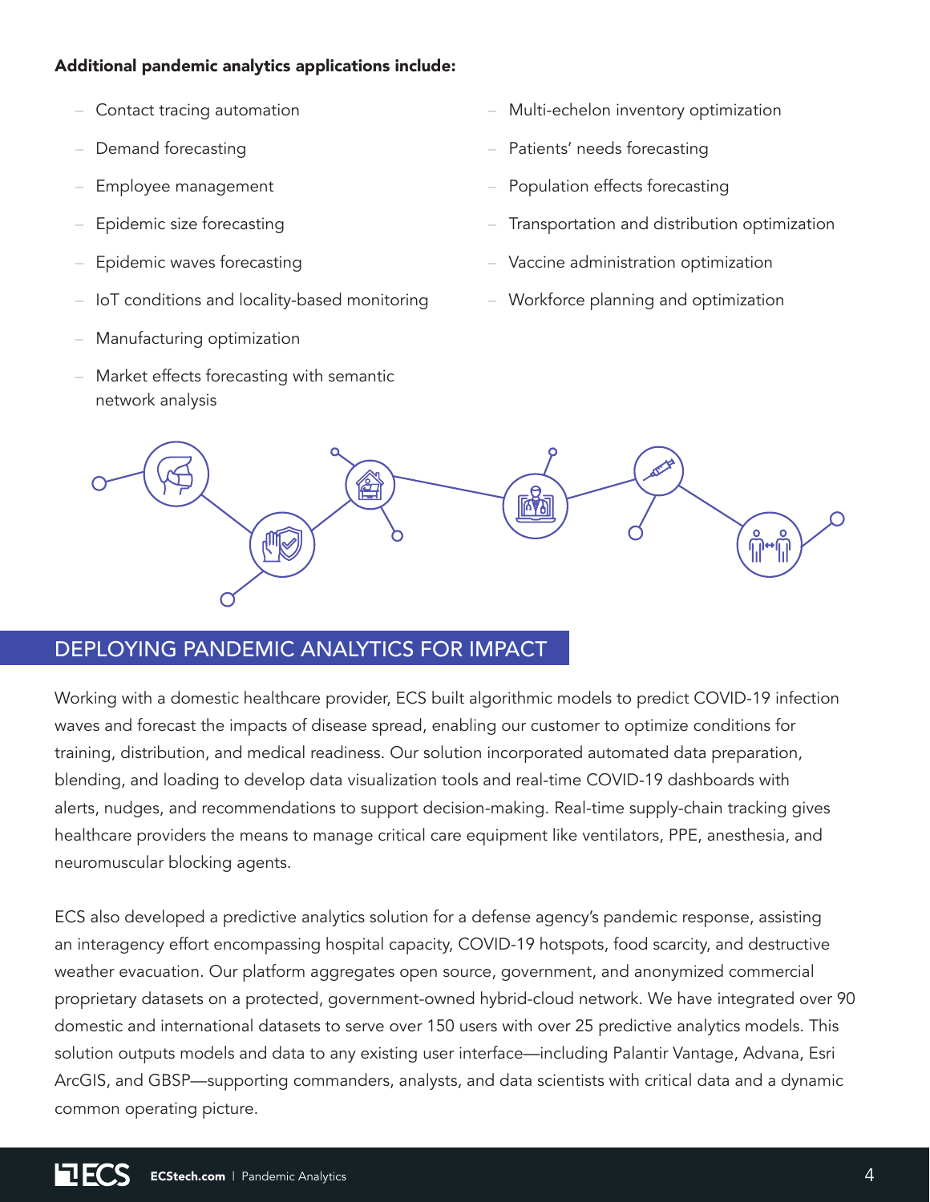**Additional pandemic analytics applications include:**

- Contact tracing automation
- Demand forecasting
- Employee management
- Epidemic size forecasting
- Epidemic waves forecasting
- IoT conditions and locality-based monitoring
- Manufacturing optimization
- Market effects forecasting with semantic network analysis
- Multi-echelon inventory optimization
- Patients' needs forecasting
- Population effects forecasting
- Transportation and distribution optimization
- Vaccine administration optimization
- Workforce planning and optimization

## DEPLOYING PANDEMIC ANALYTICS FOR IMPACT

Working with a domestic healthcare provider, ECS built algorithmic models to predict COVID-19 infection waves and forecast the impacts of disease spread, enabling our customer to optimize conditions for training, distribution, and medical readiness. Our solution incorporated automated data preparation, blending, and loading to develop data visualization tools and real-time COVID-19 dashboards with alerts, nudges, and recommendations to support decision-making. Real-time supply-chain tracking gives healthcare providers the means to manage critical care equipment like ventilators, PPE, anesthesia, and neuromuscular blocking agents.

ECS also developed a predictive analytics solution for a defense agency's pandemic response, assisting an interagency effort encompassing hospital capacity, COVID-19 hotspots, food scarcity, and destructive weather evacuation. Our platform aggregates open source, government, and anonymized commercial proprietary datasets on a protected, government-owned hybrid-cloud network. We have integrated over 90 domestic and international datasets to serve over 150 users with over 25 predictive analytics models. This solution outputs models and data to any existing user interface—including Palantir Vantage, Advana, Esri ArcGIS, and GBSP—supporting commanders, analysts, and data scientists with critical data and a dynamic common operating picture.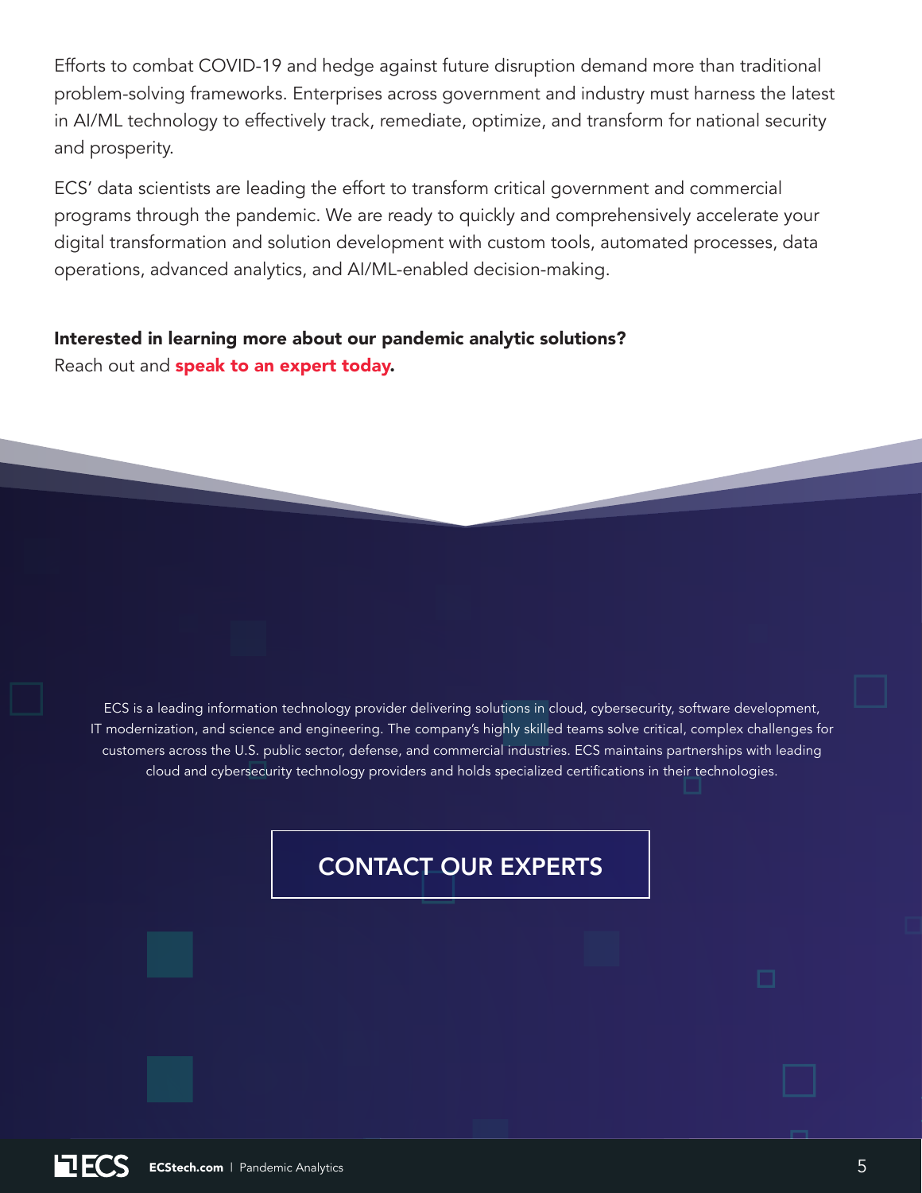Efforts to combat COVID-19 and hedge against future disruption demand more than traditional problem-solving frameworks. Enterprises across government and industry must harness the latest in AI/ML technology to effectively track, remediate, optimize, and transform for national security and prosperity.

ECS' data scientists are leading the effort to transform critical government and commercial programs through the pandemic. We are ready to quickly and comprehensively accelerate your digital transformation and solution development with custom tools, automated processes, data operations, advanced analytics, and AI/ML-enabled decision-making.

**Interested in learning more about our pandemic analytic solutions?**
Reach out and **speak to an expert today.**

ECS is a leading information technology provider delivering solutions in cloud, cybersecurity, software development, IT modernization, and science and engineering. The company's highly skilled teams solve critical, complex challenges for customers across the U.S. public sector, defense, and commercial industries. ECS maintains partnerships with leading cloud and cybersecurity technology providers and holds specialized certifications in their technologies.

CONTACT OUR EXPERTS